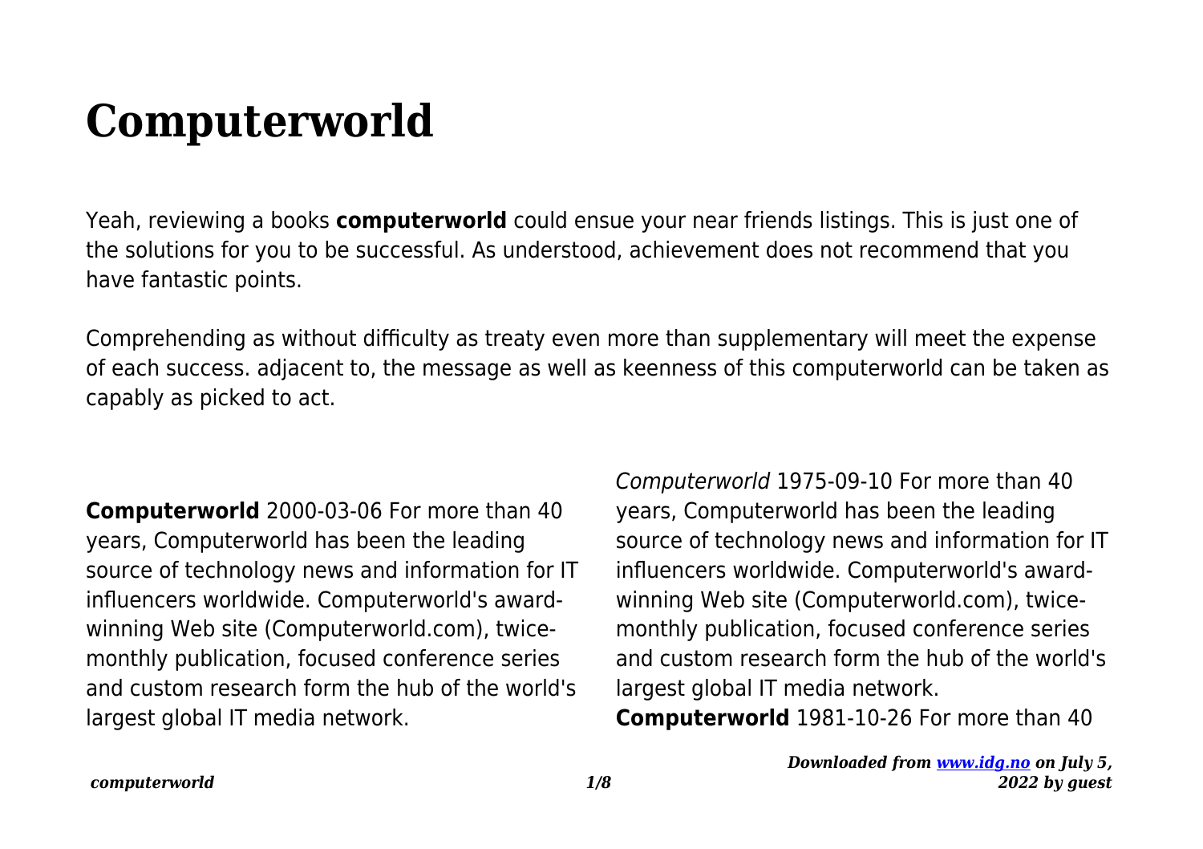# Computerworld

Yeah, reviewing a books **computerworld** could ensue your near friends listings. This is just one of the solutions for you to be successful. As understood, achievement does not recommend that you have fantastic points.

Comprehending as without difficulty as treaty even more than supplementary will meet the expense of each success. adjacent to, the message as well as keenness of this computerworld can be taken as capably as picked to act.

**Computerworld** 2000-03-06 For more than 40 years, Computerworld has been the leading source of technology news and information for IT influencers worldwide. Computerworld's award-winning Web site (Computerworld.com), twice-monthly publication, focused conference series and custom research form the hub of the world's largest global IT media network.

*Computerworld* 1975-09-10 For more than 40 years, Computerworld has been the leading source of technology news and information for IT influencers worldwide. Computerworld's award-winning Web site (Computerworld.com), twice-monthly publication, focused conference series and custom research form the hub of the world's largest global IT media network.

**Computerworld** 1981-10-26 For more than 40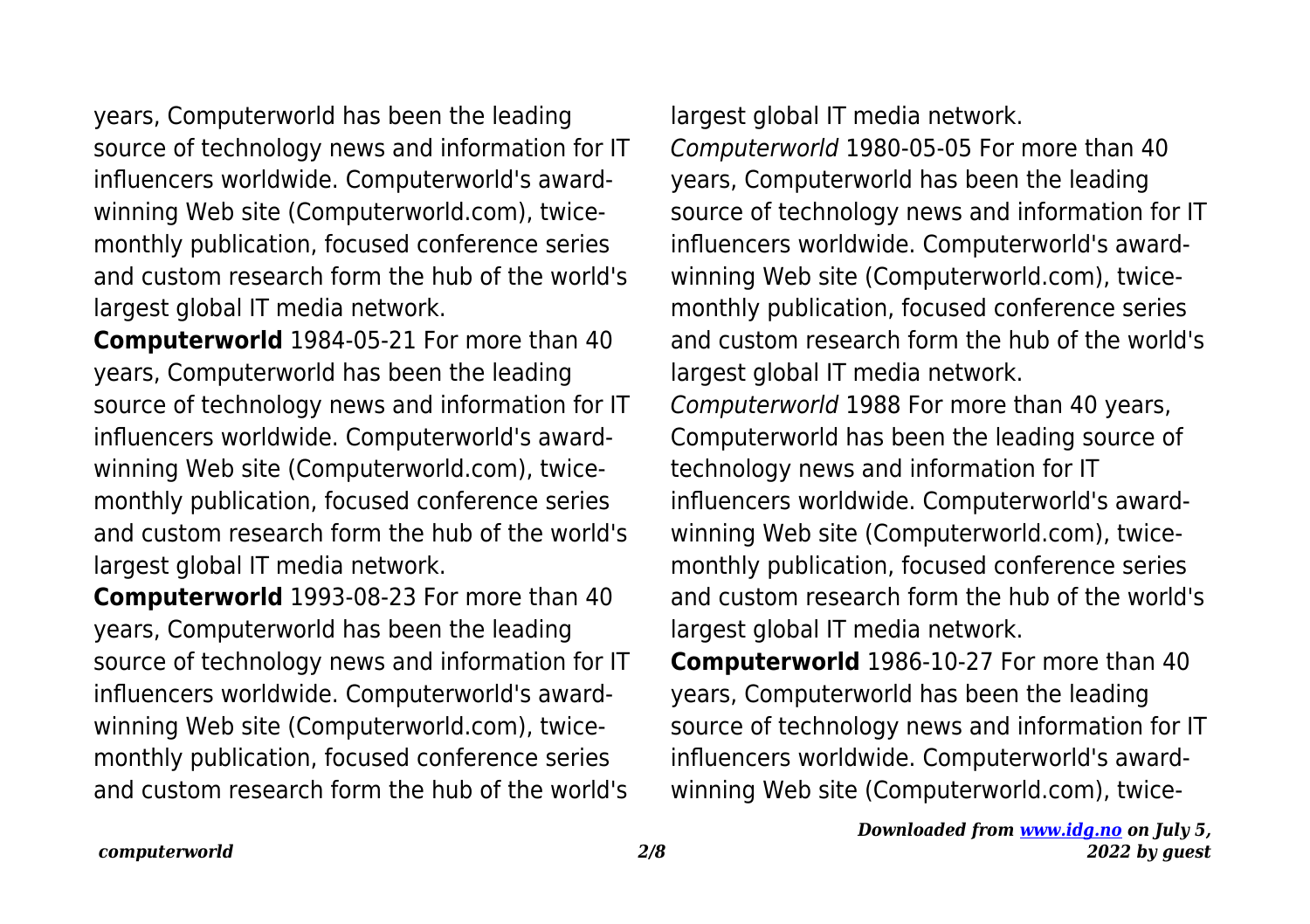years, Computerworld has been the leading source of technology news and information for IT influencers worldwide. Computerworld's award-winning Web site (Computerworld.com), twice-monthly publication, focused conference series and custom research form the hub of the world's largest global IT media network.

**Computerworld** 1984-05-21 For more than 40 years, Computerworld has been the leading source of technology news and information for IT influencers worldwide. Computerworld's award-winning Web site (Computerworld.com), twice-monthly publication, focused conference series and custom research form the hub of the world's largest global IT media network.

**Computerworld** 1993-08-23 For more than 40 years, Computerworld has been the leading source of technology news and information for IT influencers worldwide. Computerworld's award-winning Web site (Computerworld.com), twice-monthly publication, focused conference series and custom research form the hub of the world's largest global IT media network.

*Computerworld* 1980-05-05 For more than 40 years, Computerworld has been the leading source of technology news and information for IT influencers worldwide. Computerworld's award-winning Web site (Computerworld.com), twice-monthly publication, focused conference series and custom research form the hub of the world's largest global IT media network.

*Computerworld* 1988 For more than 40 years, Computerworld has been the leading source of technology news and information for IT influencers worldwide. Computerworld's award-winning Web site (Computerworld.com), twice-monthly publication, focused conference series and custom research form the hub of the world's largest global IT media network.

**Computerworld** 1986-10-27 For more than 40 years, Computerworld has been the leading source of technology news and information for IT influencers worldwide. Computerworld's award-winning Web site (Computerworld.com), twice-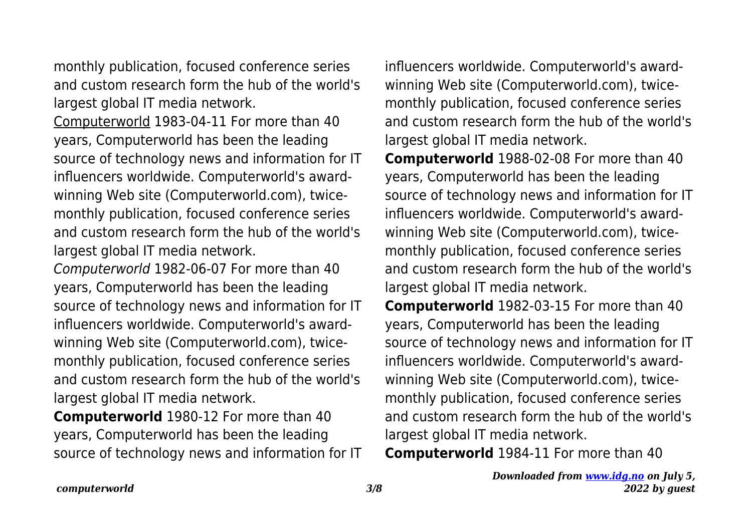monthly publication, focused conference series and custom research form the hub of the world's largest global IT media network.

Computerworld 1983-04-11 For more than 40 years, Computerworld has been the leading source of technology news and information for IT influencers worldwide. Computerworld's award-winning Web site (Computerworld.com), twice-monthly publication, focused conference series and custom research form the hub of the world's largest global IT media network.

*Computerworld* 1982-06-07 For more than 40 years, Computerworld has been the leading source of technology news and information for IT influencers worldwide. Computerworld's award-winning Web site (Computerworld.com), twice-monthly publication, focused conference series and custom research form the hub of the world's largest global IT media network.

**Computerworld** 1980-12 For more than 40 years, Computerworld has been the leading source of technology news and information for IT influencers worldwide. Computerworld's award-winning Web site (Computerworld.com), twice-monthly publication, focused conference series and custom research form the hub of the world's largest global IT media network.

**Computerworld** 1988-02-08 For more than 40 years, Computerworld has been the leading source of technology news and information for IT influencers worldwide. Computerworld's award-winning Web site (Computerworld.com), twice-monthly publication, focused conference series and custom research form the hub of the world's largest global IT media network.

**Computerworld** 1982-03-15 For more than 40 years, Computerworld has been the leading source of technology news and information for IT influencers worldwide. Computerworld's award-winning Web site (Computerworld.com), twice-monthly publication, focused conference series and custom research form the hub of the world's largest global IT media network.

**Computerworld** 1984-11 For more than 40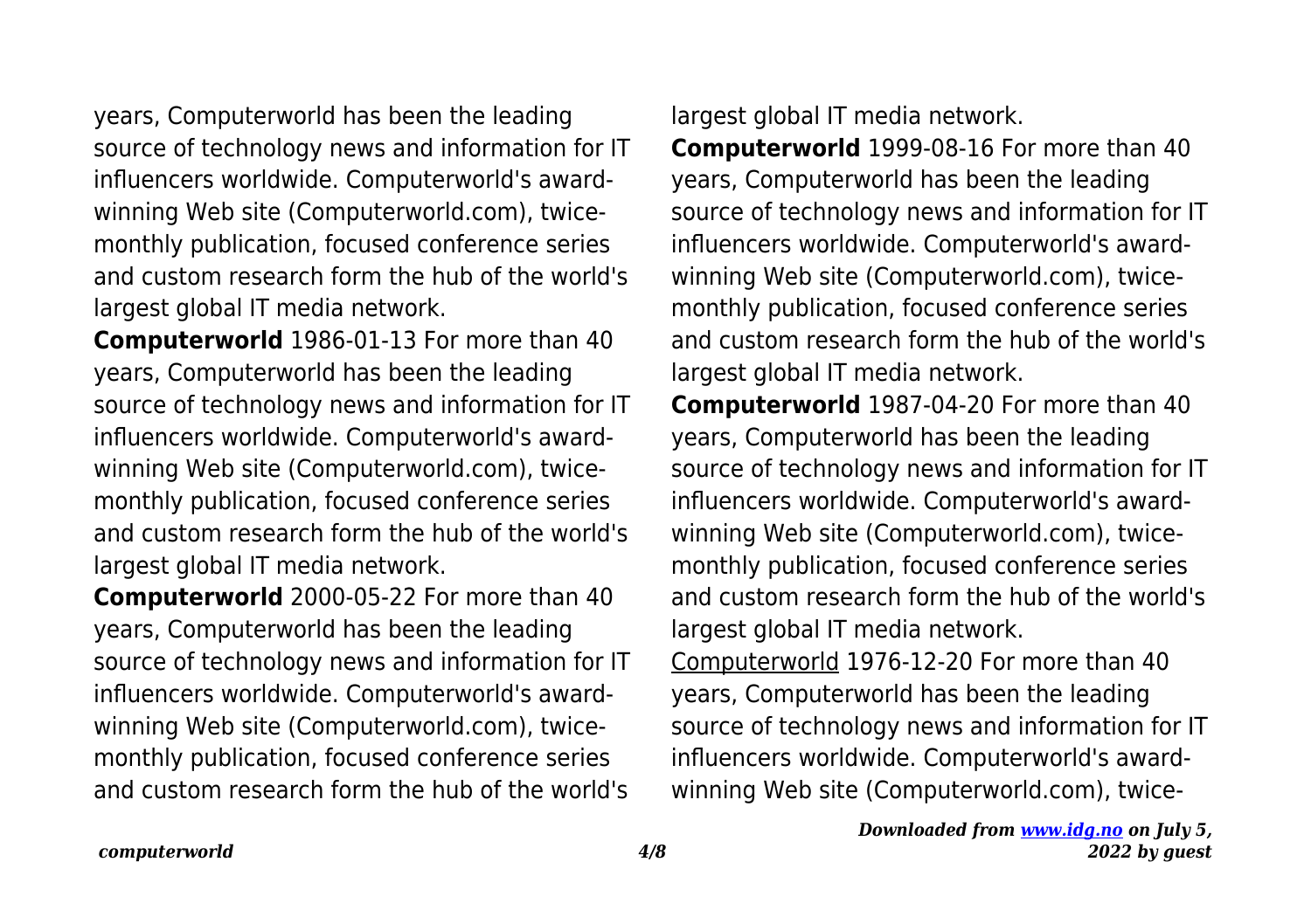years, Computerworld has been the leading source of technology news and information for IT influencers worldwide. Computerworld's award-winning Web site (Computerworld.com), twice-monthly publication, focused conference series and custom research form the hub of the world's largest global IT media network.

**Computerworld** 1986-01-13 For more than 40 years, Computerworld has been the leading source of technology news and information for IT influencers worldwide. Computerworld's award-winning Web site (Computerworld.com), twice-monthly publication, focused conference series and custom research form the hub of the world's largest global IT media network.

**Computerworld** 2000-05-22 For more than 40 years, Computerworld has been the leading source of technology news and information for IT influencers worldwide. Computerworld's award-winning Web site (Computerworld.com), twice-monthly publication, focused conference series and custom research form the hub of the world's largest global IT media network.

**Computerworld** 1999-08-16 For more than 40 years, Computerworld has been the leading source of technology news and information for IT influencers worldwide. Computerworld's award-winning Web site (Computerworld.com), twice-monthly publication, focused conference series and custom research form the hub of the world's largest global IT media network.

**Computerworld** 1987-04-20 For more than 40 years, Computerworld has been the leading source of technology news and information for IT influencers worldwide. Computerworld's award-winning Web site (Computerworld.com), twice-monthly publication, focused conference series and custom research form the hub of the world's largest global IT media network.

Computerworld 1976-12-20 For more than 40 years, Computerworld has been the leading source of technology news and information for IT influencers worldwide. Computerworld's award-winning Web site (Computerworld.com), twice-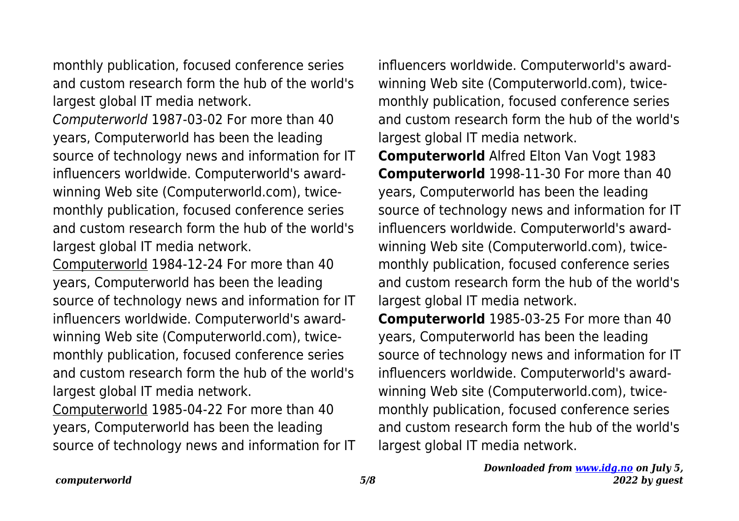monthly publication, focused conference series and custom research form the hub of the world's largest global IT media network.

*Computerworld* 1987-03-02 For more than 40 years, Computerworld has been the leading source of technology news and information for IT influencers worldwide. Computerworld's award-winning Web site (Computerworld.com), twice-monthly publication, focused conference series and custom research form the hub of the world's largest global IT media network.

Computerworld 1984-12-24 For more than 40 years, Computerworld has been the leading source of technology news and information for IT influencers worldwide. Computerworld's award-winning Web site (Computerworld.com), twice-monthly publication, focused conference series and custom research form the hub of the world's largest global IT media network.

Computerworld 1985-04-22 For more than 40 years, Computerworld has been the leading source of technology news and information for IT influencers worldwide. Computerworld's award-winning Web site (Computerworld.com), twice-monthly publication, focused conference series and custom research form the hub of the world's largest global IT media network.

**Computerworld** Alfred Elton Van Vogt 1983

**Computerworld** 1998-11-30 For more than 40 years, Computerworld has been the leading source of technology news and information for IT influencers worldwide. Computerworld's award-winning Web site (Computerworld.com), twice-monthly publication, focused conference series and custom research form the hub of the world's largest global IT media network.

**Computerworld** 1985-03-25 For more than 40 years, Computerworld has been the leading source of technology news and information for IT influencers worldwide. Computerworld's award-winning Web site (Computerworld.com), twice-monthly publication, focused conference series and custom research form the hub of the world's largest global IT media network.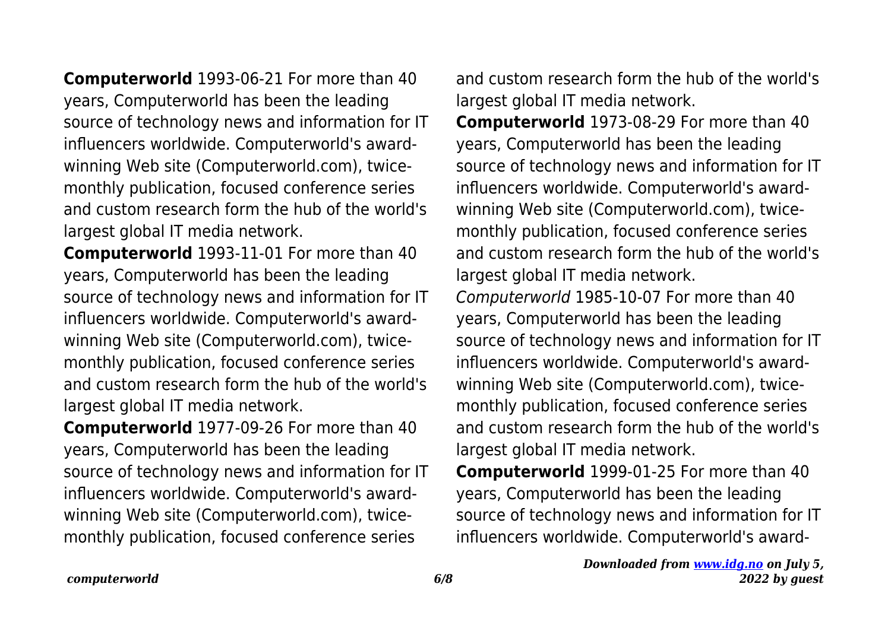**Computerworld** 1993-06-21 For more than 40 years, Computerworld has been the leading source of technology news and information for IT influencers worldwide. Computerworld's award-winning Web site (Computerworld.com), twice-monthly publication, focused conference series and custom research form the hub of the world's largest global IT media network.

**Computerworld** 1993-11-01 For more than 40 years, Computerworld has been the leading source of technology news and information for IT influencers worldwide. Computerworld's award-winning Web site (Computerworld.com), twice-monthly publication, focused conference series and custom research form the hub of the world's largest global IT media network.

**Computerworld** 1977-09-26 For more than 40 years, Computerworld has been the leading source of technology news and information for IT influencers worldwide. Computerworld's award-winning Web site (Computerworld.com), twice-monthly publication, focused conference series and custom research form the hub of the world's largest global IT media network.

**Computerworld** 1973-08-29 For more than 40 years, Computerworld has been the leading source of technology news and information for IT influencers worldwide. Computerworld's award-winning Web site (Computerworld.com), twice-monthly publication, focused conference series and custom research form the hub of the world's largest global IT media network.

*Computerworld* 1985-10-07 For more than 40 years, Computerworld has been the leading source of technology news and information for IT influencers worldwide. Computerworld's award-winning Web site (Computerworld.com), twice-monthly publication, focused conference series and custom research form the hub of the world's largest global IT media network.

**Computerworld** 1999-01-25 For more than 40 years, Computerworld has been the leading source of technology news and information for IT influencers worldwide. Computerworld's award-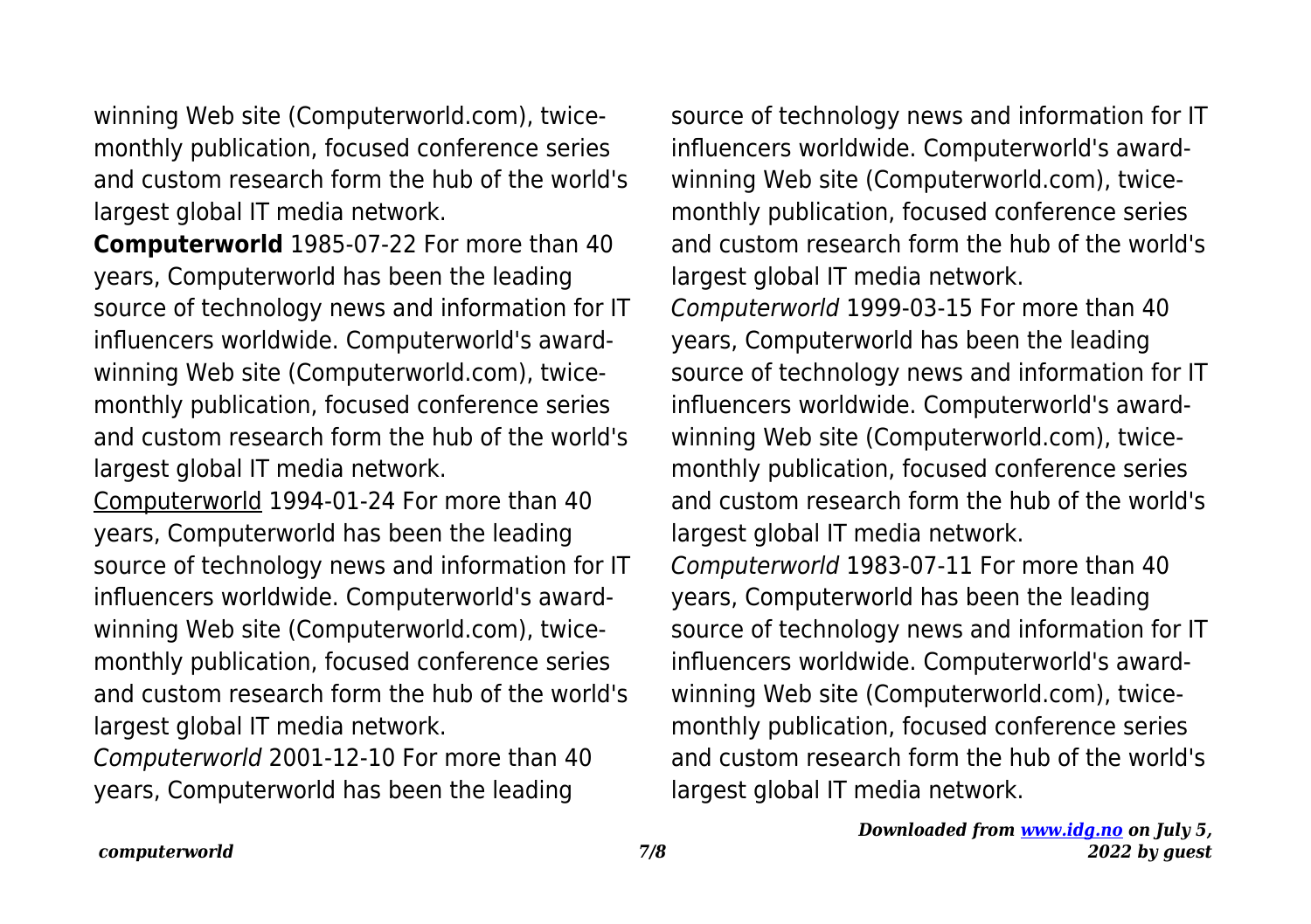winning Web site (Computerworld.com), twice-monthly publication, focused conference series and custom research form the hub of the world's largest global IT media network.

**Computerworld** 1985-07-22 For more than 40 years, Computerworld has been the leading source of technology news and information for IT influencers worldwide. Computerworld's award-winning Web site (Computerworld.com), twice-monthly publication, focused conference series and custom research form the hub of the world's largest global IT media network.

Computerworld 1994-01-24 For more than 40 years, Computerworld has been the leading source of technology news and information for IT influencers worldwide. Computerworld's award-winning Web site (Computerworld.com), twice-monthly publication, focused conference series and custom research form the hub of the world's largest global IT media network.

*Computerworld* 2001-12-10 For more than 40 years, Computerworld has been the leading source of technology news and information for IT influencers worldwide. Computerworld's award-winning Web site (Computerworld.com), twice-monthly publication, focused conference series and custom research form the hub of the world's largest global IT media network.

*Computerworld* 1999-03-15 For more than 40 years, Computerworld has been the leading source of technology news and information for IT influencers worldwide. Computerworld's award-winning Web site (Computerworld.com), twice-monthly publication, focused conference series and custom research form the hub of the world's largest global IT media network.

*Computerworld* 1983-07-11 For more than 40 years, Computerworld has been the leading source of technology news and information for IT influencers worldwide. Computerworld's award-winning Web site (Computerworld.com), twice-monthly publication, focused conference series and custom research form the hub of the world's largest global IT media network.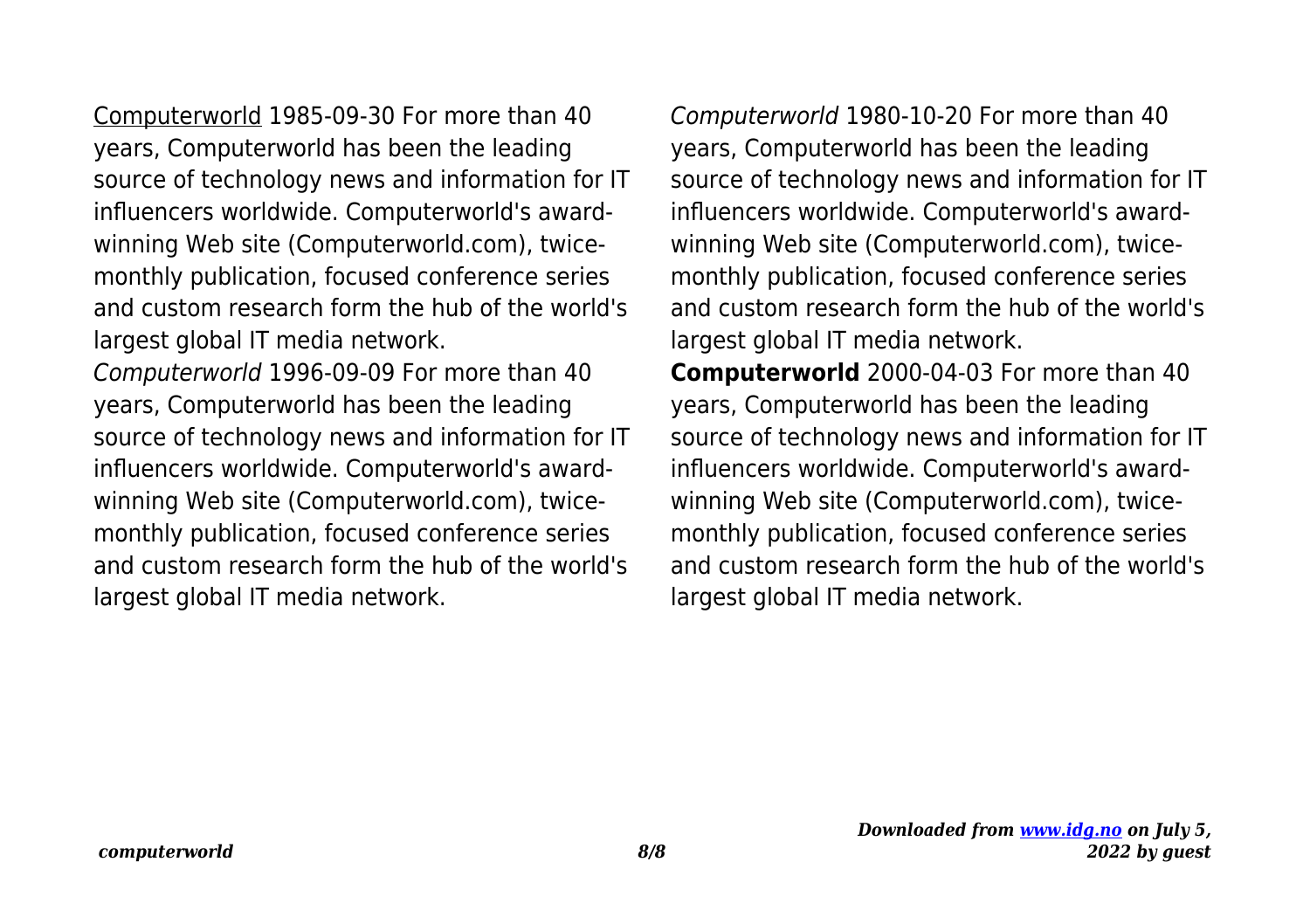Computerworld 1985-09-30 For more than 40 years, Computerworld has been the leading source of technology news and information for IT influencers worldwide. Computerworld's award-winning Web site (Computerworld.com), twice-monthly publication, focused conference series and custom research form the hub of the world's largest global IT media network.

*Computerworld* 1996-09-09 For more than 40 years, Computerworld has been the leading source of technology news and information for IT influencers worldwide. Computerworld's award-winning Web site (Computerworld.com), twice-monthly publication, focused conference series and custom research form the hub of the world's largest global IT media network.

*Computerworld* 1980-10-20 For more than 40 years, Computerworld has been the leading source of technology news and information for IT influencers worldwide. Computerworld's award-winning Web site (Computerworld.com), twice-monthly publication, focused conference series and custom research form the hub of the world's largest global IT media network.

**Computerworld** 2000-04-03 For more than 40 years, Computerworld has been the leading source of technology news and information for IT influencers worldwide. Computerworld's award-winning Web site (Computerworld.com), twice-monthly publication, focused conference series and custom research form the hub of the world's largest global IT media network.